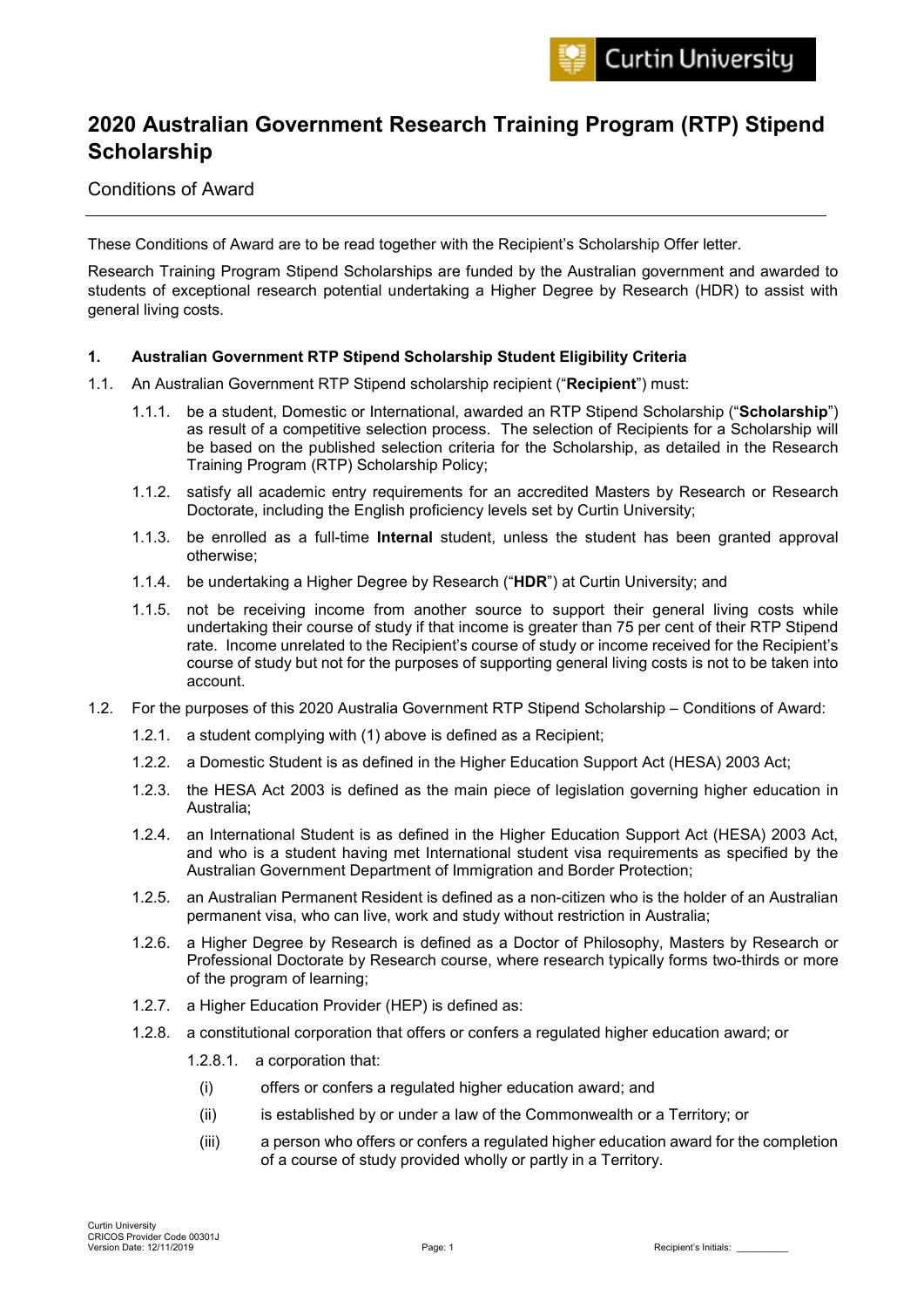# 2020 Australian Government Research Training Program (RTP) Stipend Scholarship

Conditions of Award

These Conditions of Award are to be read together with the Recipient's Scholarship Offer letter.

Research Training Program Stipend Scholarships are funded by the Australian government and awarded to students of exceptional research potential undertaking a Higher Degree by Research (HDR) to assist with general living costs.

## 1. Australian Government RTP Stipend Scholarship Student Eligibility Criteria

1.1. An Australian Government RTP Stipend scholarship recipient ("**Recipient**") must:

1.1.1. be a student, Domestic or International, awarded an RTP Stipend Scholarship ("**Scholarship**") as result of a competitive selection process. The selection of Recipients for a Scholarship will be based on the published selection criteria for the Scholarship, as detailed in the Research Training Program (RTP) Scholarship Policy;

1.1.2. satisfy all academic entry requirements for an accredited Masters by Research or Research Doctorate, including the English proficiency levels set by Curtin University;

1.1.3. be enrolled as a full-time **Internal** student, unless the student has been granted approval otherwise;

1.1.4. be undertaking a Higher Degree by Research ("**HDR**") at Curtin University; and

1.1.5. not be receiving income from another source to support their general living costs while undertaking their course of study if that income is greater than 75 per cent of their RTP Stipend rate. Income unrelated to the Recipient's course of study or income received for the Recipient's course of study but not for the purposes of supporting general living costs is not to be taken into account.

1.2. For the purposes of this 2020 Australia Government RTP Stipend Scholarship – Conditions of Award:

1.2.1. a student complying with (1) above is defined as a Recipient;

1.2.2. a Domestic Student is as defined in the Higher Education Support Act (HESA) 2003 Act;

1.2.3. the HESA Act 2003 is defined as the main piece of legislation governing higher education in Australia;

1.2.4. an International Student is as defined in the Higher Education Support Act (HESA) 2003 Act, and who is a student having met International student visa requirements as specified by the Australian Government Department of Immigration and Border Protection;

1.2.5. an Australian Permanent Resident is defined as a non-citizen who is the holder of an Australian permanent visa, who can live, work and study without restriction in Australia;

1.2.6. a Higher Degree by Research is defined as a Doctor of Philosophy, Masters by Research or Professional Doctorate by Research course, where research typically forms two-thirds or more of the program of learning;

1.2.7. a Higher Education Provider (HEP) is defined as:

1.2.8. a constitutional corporation that offers or confers a regulated higher education award; or

1.2.8.1. a corporation that:

(i) offers or confers a regulated higher education award; and

(ii) is established by or under a law of the Commonwealth or a Territory; or

(iii) a person who offers or confers a regulated higher education award for the completion of a course of study provided wholly or partly in a Territory.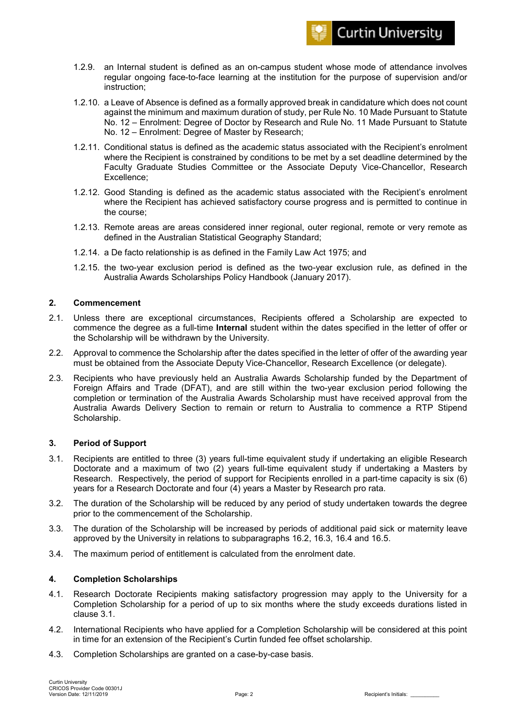1.2.9. an Internal student is defined as an on-campus student whose mode of attendance involves regular ongoing face-to-face learning at the institution for the purpose of supervision and/or instruction;

1.2.10. a Leave of Absence is defined as a formally approved break in candidature which does not count against the minimum and maximum duration of study, per Rule No. 10 Made Pursuant to Statute No. 12 – Enrolment: Degree of Doctor by Research and Rule No. 11 Made Pursuant to Statute No. 12 – Enrolment: Degree of Master by Research;

1.2.11. Conditional status is defined as the academic status associated with the Recipient's enrolment where the Recipient is constrained by conditions to be met by a set deadline determined by the Faculty Graduate Studies Committee or the Associate Deputy Vice-Chancellor, Research Excellence;

1.2.12. Good Standing is defined as the academic status associated with the Recipient's enrolment where the Recipient has achieved satisfactory course progress and is permitted to continue in the course;

1.2.13. Remote areas are areas considered inner regional, outer regional, remote or very remote as defined in the Australian Statistical Geography Standard;

1.2.14. a De facto relationship is as defined in the Family Law Act 1975; and

1.2.15. the two-year exclusion period is defined as the two-year exclusion rule, as defined in the Australia Awards Scholarships Policy Handbook (January 2017).

## 2. Commencement

2.1. Unless there are exceptional circumstances, Recipients offered a Scholarship are expected to commence the degree as a full-time **Internal** student within the dates specified in the letter of offer or the Scholarship will be withdrawn by the University.

2.2. Approval to commence the Scholarship after the dates specified in the letter of offer of the awarding year must be obtained from the Associate Deputy Vice-Chancellor, Research Excellence (or delegate).

2.3. Recipients who have previously held an Australia Awards Scholarship funded by the Department of Foreign Affairs and Trade (DFAT), and are still within the two-year exclusion period following the completion or termination of the Australia Awards Scholarship must have received approval from the Australia Awards Delivery Section to remain or return to Australia to commence a RTP Stipend Scholarship.

## 3. Period of Support

3.1. Recipients are entitled to three (3) years full-time equivalent study if undertaking an eligible Research Doctorate and a maximum of two (2) years full-time equivalent study if undertaking a Masters by Research. Respectively, the period of support for Recipients enrolled in a part-time capacity is six (6) years for a Research Doctorate and four (4) years a Master by Research pro rata.

3.2. The duration of the Scholarship will be reduced by any period of study undertaken towards the degree prior to the commencement of the Scholarship.

3.3. The duration of the Scholarship will be increased by periods of additional paid sick or maternity leave approved by the University in relations to subparagraphs 16.2, 16.3, 16.4 and 16.5.

3.4. The maximum period of entitlement is calculated from the enrolment date.

## 4. Completion Scholarships

4.1. Research Doctorate Recipients making satisfactory progression may apply to the University for a Completion Scholarship for a period of up to six months where the study exceeds durations listed in clause 3.1.

4.2. International Recipients who have applied for a Completion Scholarship will be considered at this point in time for an extension of the Recipient's Curtin funded fee offset scholarship.

4.3. Completion Scholarships are granted on a case-by-case basis.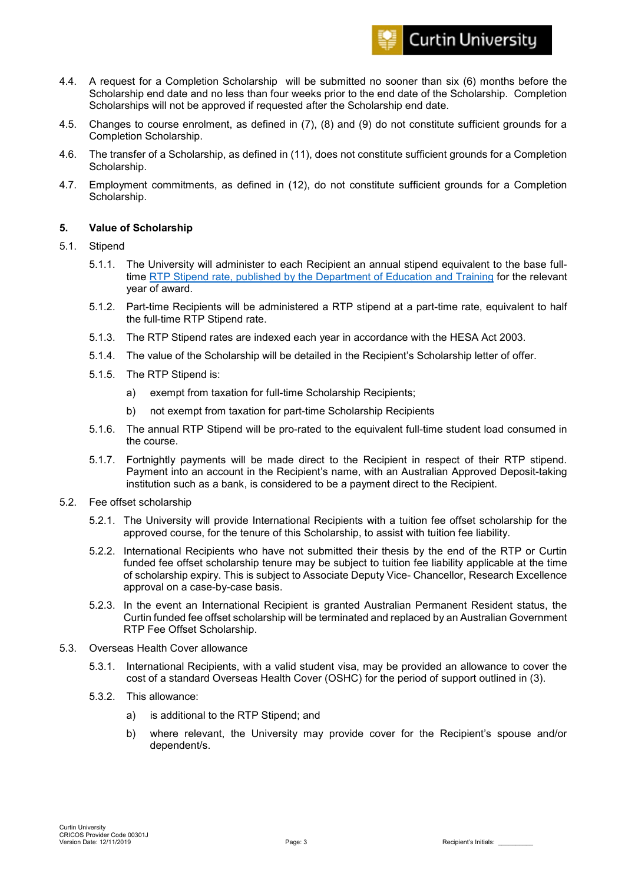4.4. A request for a Completion Scholarship will be submitted no sooner than six (6) months before the Scholarship end date and no less than four weeks prior to the end date of the Scholarship. Completion Scholarships will not be approved if requested after the Scholarship end date.

4.5. Changes to course enrolment, as defined in (7), (8) and (9) do not constitute sufficient grounds for a Completion Scholarship.

4.6. The transfer of a Scholarship, as defined in (11), does not constitute sufficient grounds for a Completion Scholarship.

4.7. Employment commitments, as defined in (12), do not constitute sufficient grounds for a Completion Scholarship.

## 5. Value of Scholarship

5.1. Stipend

5.1.1. The University will administer to each Recipient an annual stipend equivalent to the base full-time [RTP Stipend rate, published by the Department of Education and Training] for the relevant year of award.

5.1.2. Part-time Recipients will be administered a RTP stipend at a part-time rate, equivalent to half the full-time RTP Stipend rate.

5.1.3. The RTP Stipend rates are indexed each year in accordance with the HESA Act 2003.

5.1.4. The value of the Scholarship will be detailed in the Recipient's Scholarship letter of offer.

5.1.5. The RTP Stipend is:

a) exempt from taxation for full-time Scholarship Recipients;

b) not exempt from taxation for part-time Scholarship Recipients

5.1.6. The annual RTP Stipend will be pro-rated to the equivalent full-time student load consumed in the course.

5.1.7. Fortnightly payments will be made direct to the Recipient in respect of their RTP stipend. Payment into an account in the Recipient's name, with an Australian Approved Deposit-taking institution such as a bank, is considered to be a payment direct to the Recipient.

5.2. Fee offset scholarship

5.2.1. The University will provide International Recipients with a tuition fee offset scholarship for the approved course, for the tenure of this Scholarship, to assist with tuition fee liability.

5.2.2. International Recipients who have not submitted their thesis by the end of the RTP or Curtin funded fee offset scholarship tenure may be subject to tuition fee liability applicable at the time of scholarship expiry. This is subject to Associate Deputy Vice- Chancellor, Research Excellence approval on a case-by-case basis.

5.2.3. In the event an International Recipient is granted Australian Permanent Resident status, the Curtin funded fee offset scholarship will be terminated and replaced by an Australian Government RTP Fee Offset Scholarship.

5.3. Overseas Health Cover allowance

5.3.1. International Recipients, with a valid student visa, may be provided an allowance to cover the cost of a standard Overseas Health Cover (OSHC) for the period of support outlined in (3).

5.3.2. This allowance:

a) is additional to the RTP Stipend; and

b) where relevant, the University may provide cover for the Recipient's spouse and/or dependent/s.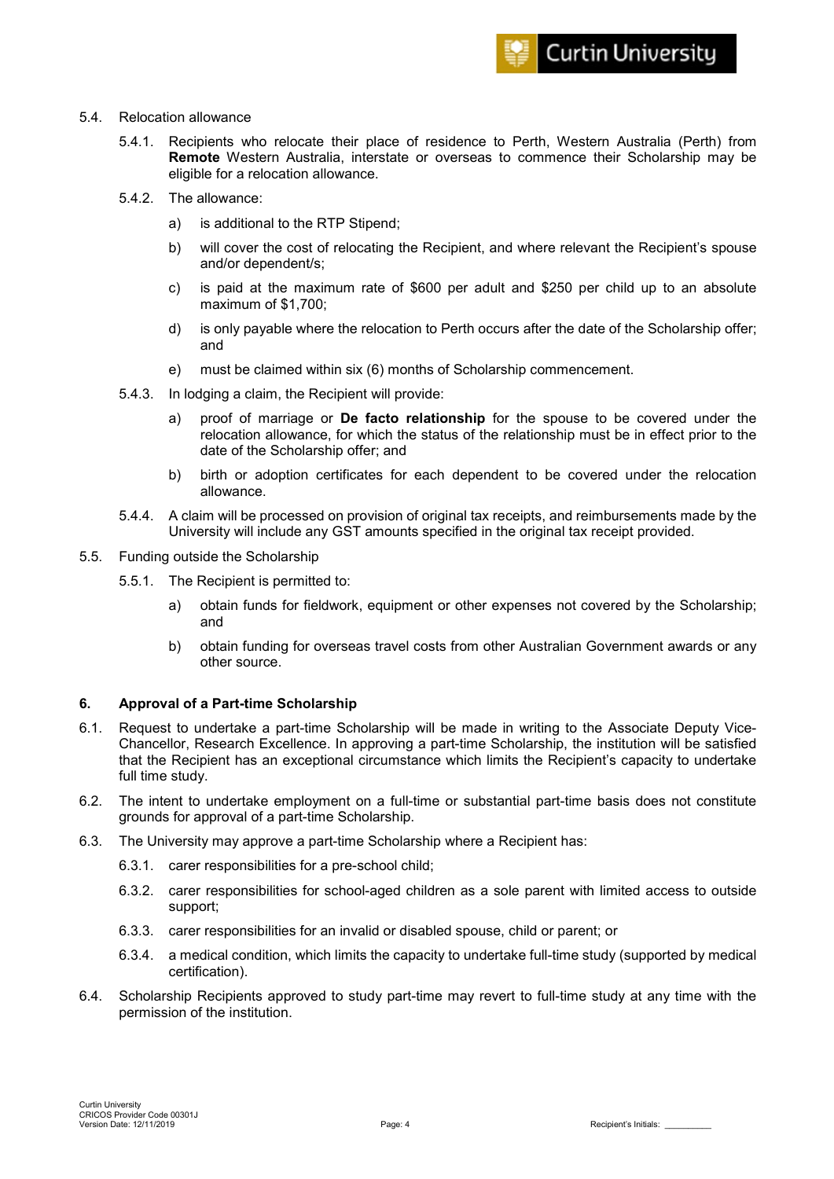5.4. Relocation allowance

5.4.1. Recipients who relocate their place of residence to Perth, Western Australia (Perth) from **Remote** Western Australia, interstate or overseas to commence their Scholarship may be eligible for a relocation allowance.

5.4.2. The allowance:

a) is additional to the RTP Stipend;

b) will cover the cost of relocating the Recipient, and where relevant the Recipient's spouse and/or dependent/s;

c) is paid at the maximum rate of $600 per adult and $250 per child up to an absolute maximum of $1,700;

d) is only payable where the relocation to Perth occurs after the date of the Scholarship offer; and

e) must be claimed within six (6) months of Scholarship commencement.

5.4.3. In lodging a claim, the Recipient will provide:

a) proof of marriage or **De facto relationship** for the spouse to be covered under the relocation allowance, for which the status of the relationship must be in effect prior to the date of the Scholarship offer; and

b) birth or adoption certificates for each dependent to be covered under the relocation allowance.

5.4.4. A claim will be processed on provision of original tax receipts, and reimbursements made by the University will include any GST amounts specified in the original tax receipt provided.

5.5. Funding outside the Scholarship

5.5.1. The Recipient is permitted to:

a) obtain funds for fieldwork, equipment or other expenses not covered by the Scholarship; and

b) obtain funding for overseas travel costs from other Australian Government awards or any other source.

## 6. Approval of a Part-time Scholarship

6.1. Request to undertake a part-time Scholarship will be made in writing to the Associate Deputy Vice-Chancellor, Research Excellence. In approving a part-time Scholarship, the institution will be satisfied that the Recipient has an exceptional circumstance which limits the Recipient's capacity to undertake full time study.

6.2. The intent to undertake employment on a full-time or substantial part-time basis does not constitute grounds for approval of a part-time Scholarship.

6.3. The University may approve a part-time Scholarship where a Recipient has:

6.3.1. carer responsibilities for a pre-school child;

6.3.2. carer responsibilities for school-aged children as a sole parent with limited access to outside support;

6.3.3. carer responsibilities for an invalid or disabled spouse, child or parent; or

6.3.4. a medical condition, which limits the capacity to undertake full-time study (supported by medical certification).

6.4. Scholarship Recipients approved to study part-time may revert to full-time study at any time with the permission of the institution.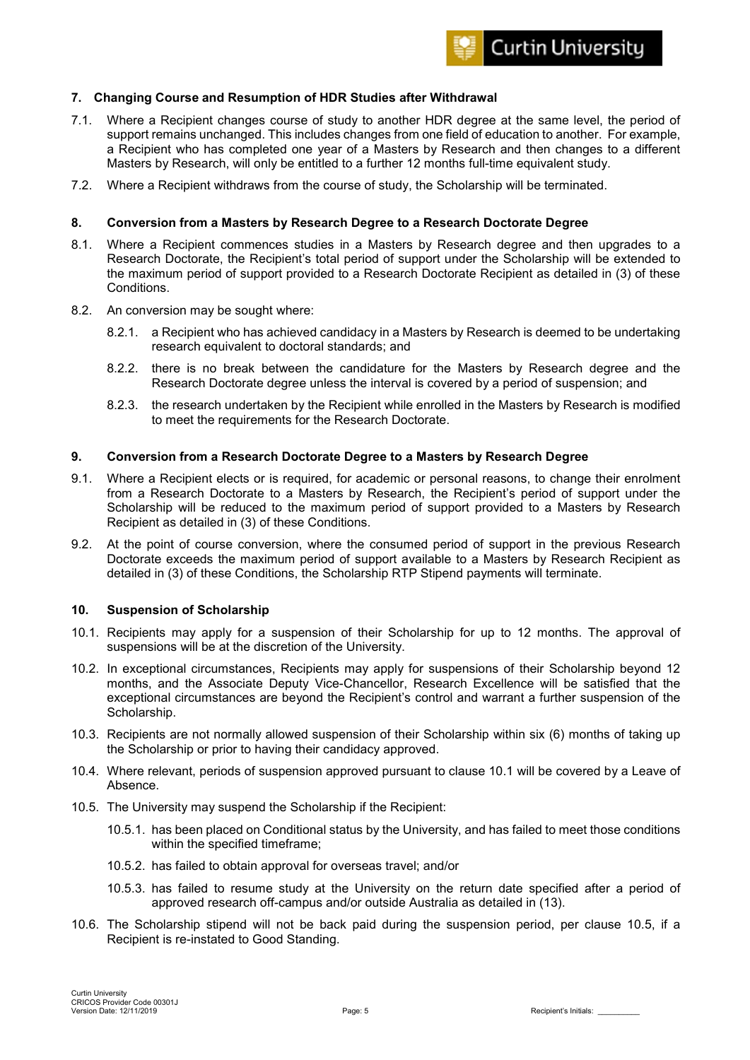## 7. Changing Course and Resumption of HDR Studies after Withdrawal

7.1. Where a Recipient changes course of study to another HDR degree at the same level, the period of support remains unchanged. This includes changes from one field of education to another. For example, a Recipient who has completed one year of a Masters by Research and then changes to a different Masters by Research, will only be entitled to a further 12 months full-time equivalent study.

7.2. Where a Recipient withdraws from the course of study, the Scholarship will be terminated.

## 8. Conversion from a Masters by Research Degree to a Research Doctorate Degree

8.1. Where a Recipient commences studies in a Masters by Research degree and then upgrades to a Research Doctorate, the Recipient's total period of support under the Scholarship will be extended to the maximum period of support provided to a Research Doctorate Recipient as detailed in (3) of these Conditions.

8.2. An conversion may be sought where:

8.2.1. a Recipient who has achieved candidacy in a Masters by Research is deemed to be undertaking research equivalent to doctoral standards; and

8.2.2. there is no break between the candidature for the Masters by Research degree and the Research Doctorate degree unless the interval is covered by a period of suspension; and

8.2.3. the research undertaken by the Recipient while enrolled in the Masters by Research is modified to meet the requirements for the Research Doctorate.

## 9. Conversion from a Research Doctorate Degree to a Masters by Research Degree

9.1. Where a Recipient elects or is required, for academic or personal reasons, to change their enrolment from a Research Doctorate to a Masters by Research, the Recipient's period of support under the Scholarship will be reduced to the maximum period of support provided to a Masters by Research Recipient as detailed in (3) of these Conditions.

9.2. At the point of course conversion, where the consumed period of support in the previous Research Doctorate exceeds the maximum period of support available to a Masters by Research Recipient as detailed in (3) of these Conditions, the Scholarship RTP Stipend payments will terminate.

## 10. Suspension of Scholarship

10.1. Recipients may apply for a suspension of their Scholarship for up to 12 months. The approval of suspensions will be at the discretion of the University.

10.2. In exceptional circumstances, Recipients may apply for suspensions of their Scholarship beyond 12 months, and the Associate Deputy Vice-Chancellor, Research Excellence will be satisfied that the exceptional circumstances are beyond the Recipient's control and warrant a further suspension of the Scholarship.

10.3. Recipients are not normally allowed suspension of their Scholarship within six (6) months of taking up the Scholarship or prior to having their candidacy approved.

10.4. Where relevant, periods of suspension approved pursuant to clause 10.1 will be covered by a Leave of Absence.

10.5. The University may suspend the Scholarship if the Recipient:

10.5.1. has been placed on Conditional status by the University, and has failed to meet those conditions within the specified timeframe;

10.5.2. has failed to obtain approval for overseas travel; and/or

10.5.3. has failed to resume study at the University on the return date specified after a period of approved research off-campus and/or outside Australia as detailed in (13).

10.6. The Scholarship stipend will not be back paid during the suspension period, per clause 10.5, if a Recipient is re-instated to Good Standing.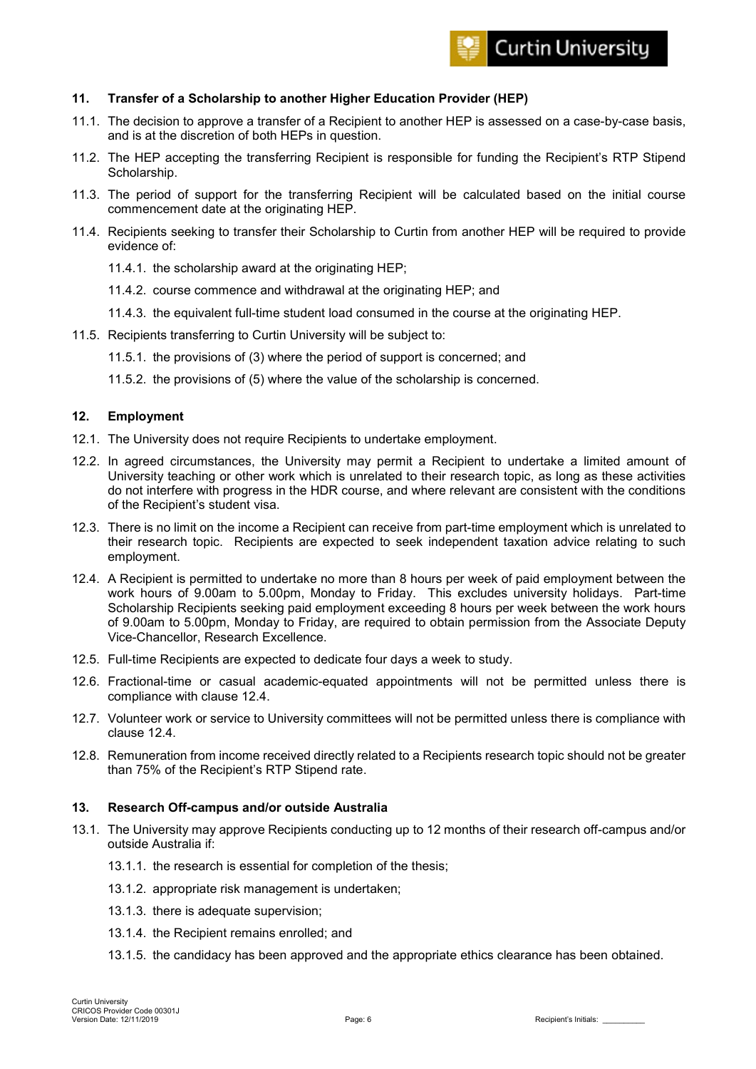## 11. Transfer of a Scholarship to another Higher Education Provider (HEP)

11.1. The decision to approve a transfer of a Recipient to another HEP is assessed on a case-by-case basis, and is at the discretion of both HEPs in question.

11.2. The HEP accepting the transferring Recipient is responsible for funding the Recipient's RTP Stipend Scholarship.

11.3. The period of support for the transferring Recipient will be calculated based on the initial course commencement date at the originating HEP.

11.4. Recipients seeking to transfer their Scholarship to Curtin from another HEP will be required to provide evidence of:

- 11.4.1. the scholarship award at the originating HEP;
- 11.4.2. course commence and withdrawal at the originating HEP; and
- 11.4.3. the equivalent full-time student load consumed in the course at the originating HEP.

11.5. Recipients transferring to Curtin University will be subject to:

- 11.5.1. the provisions of (3) where the period of support is concerned; and
- 11.5.2. the provisions of (5) where the value of the scholarship is concerned.

## 12. Employment

12.1. The University does not require Recipients to undertake employment.

12.2. In agreed circumstances, the University may permit a Recipient to undertake a limited amount of University teaching or other work which is unrelated to their research topic, as long as these activities do not interfere with progress in the HDR course, and where relevant are consistent with the conditions of the Recipient's student visa.

12.3. There is no limit on the income a Recipient can receive from part-time employment which is unrelated to their research topic. Recipients are expected to seek independent taxation advice relating to such employment.

12.4. A Recipient is permitted to undertake no more than 8 hours per week of paid employment between the work hours of 9.00am to 5.00pm, Monday to Friday. This excludes university holidays. Part-time Scholarship Recipients seeking paid employment exceeding 8 hours per week between the work hours of 9.00am to 5.00pm, Monday to Friday, are required to obtain permission from the Associate Deputy Vice-Chancellor, Research Excellence.

12.5. Full-time Recipients are expected to dedicate four days a week to study.

12.6. Fractional-time or casual academic-equated appointments will not be permitted unless there is compliance with clause 12.4.

12.7. Volunteer work or service to University committees will not be permitted unless there is compliance with clause 12.4.

12.8. Remuneration from income received directly related to a Recipients research topic should not be greater than 75% of the Recipient's RTP Stipend rate.

## 13. Research Off-campus and/or outside Australia

13.1. The University may approve Recipients conducting up to 12 months of their research off-campus and/or outside Australia if:

- 13.1.1. the research is essential for completion of the thesis;
- 13.1.2. appropriate risk management is undertaken;
- 13.1.3. there is adequate supervision;
- 13.1.4. the Recipient remains enrolled; and
- 13.1.5. the candidacy has been approved and the appropriate ethics clearance has been obtained.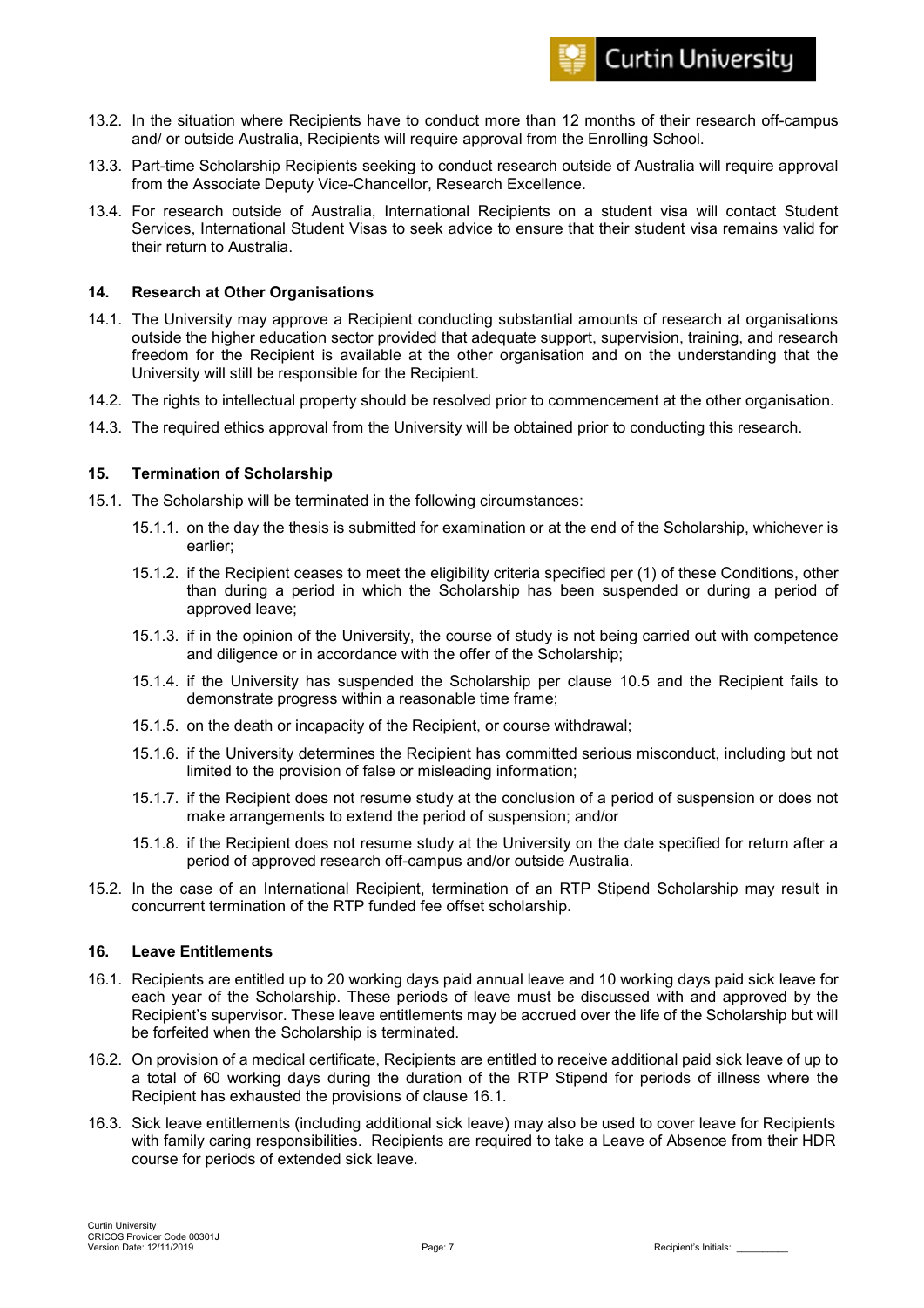13.2. In the situation where Recipients have to conduct more than 12 months of their research off-campus and/ or outside Australia, Recipients will require approval from the Enrolling School.

13.3. Part-time Scholarship Recipients seeking to conduct research outside of Australia will require approval from the Associate Deputy Vice-Chancellor, Research Excellence.

13.4. For research outside of Australia, International Recipients on a student visa will contact Student Services, International Student Visas to seek advice to ensure that their student visa remains valid for their return to Australia.

## 14. Research at Other Organisations

14.1. The University may approve a Recipient conducting substantial amounts of research at organisations outside the higher education sector provided that adequate support, supervision, training, and research freedom for the Recipient is available at the other organisation and on the understanding that the University will still be responsible for the Recipient.

14.2. The rights to intellectual property should be resolved prior to commencement at the other organisation.

14.3. The required ethics approval from the University will be obtained prior to conducting this research.

## 15. Termination of Scholarship

15.1. The Scholarship will be terminated in the following circumstances:

- 15.1.1. on the day the thesis is submitted for examination or at the end of the Scholarship, whichever is earlier;
- 15.1.2. if the Recipient ceases to meet the eligibility criteria specified per (1) of these Conditions, other than during a period in which the Scholarship has been suspended or during a period of approved leave;
- 15.1.3. if in the opinion of the University, the course of study is not being carried out with competence and diligence or in accordance with the offer of the Scholarship;
- 15.1.4. if the University has suspended the Scholarship per clause 10.5 and the Recipient fails to demonstrate progress within a reasonable time frame;
- 15.1.5. on the death or incapacity of the Recipient, or course withdrawal;
- 15.1.6. if the University determines the Recipient has committed serious misconduct, including but not limited to the provision of false or misleading information;
- 15.1.7. if the Recipient does not resume study at the conclusion of a period of suspension or does not make arrangements to extend the period of suspension; and/or
- 15.1.8. if the Recipient does not resume study at the University on the date specified for return after a period of approved research off-campus and/or outside Australia.

15.2. In the case of an International Recipient, termination of an RTP Stipend Scholarship may result in concurrent termination of the RTP funded fee offset scholarship.

## 16. Leave Entitlements

16.1. Recipients are entitled up to 20 working days paid annual leave and 10 working days paid sick leave for each year of the Scholarship. These periods of leave must be discussed with and approved by the Recipient's supervisor. These leave entitlements may be accrued over the life of the Scholarship but will be forfeited when the Scholarship is terminated.

16.2. On provision of a medical certificate, Recipients are entitled to receive additional paid sick leave of up to a total of 60 working days during the duration of the RTP Stipend for periods of illness where the Recipient has exhausted the provisions of clause 16.1.

16.3. Sick leave entitlements (including additional sick leave) may also be used to cover leave for Recipients with family caring responsibilities. Recipients are required to take a Leave of Absence from their HDR course for periods of extended sick leave.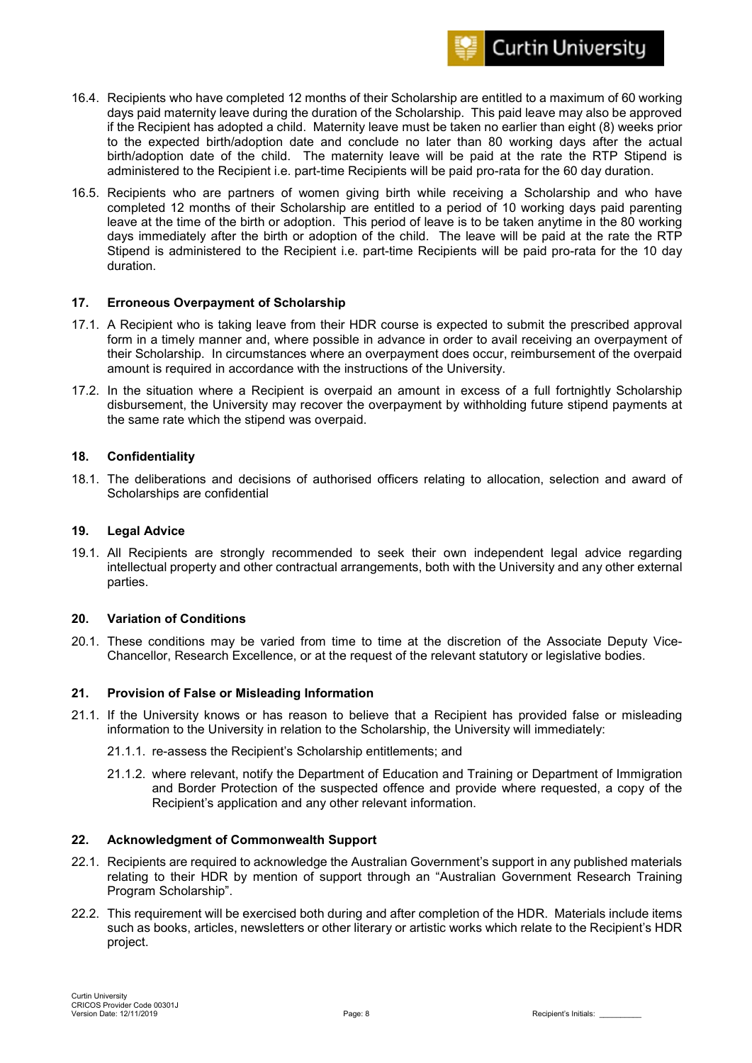16.4. Recipients who have completed 12 months of their Scholarship are entitled to a maximum of 60 working days paid maternity leave during the duration of the Scholarship. This paid leave may also be approved if the Recipient has adopted a child. Maternity leave must be taken no earlier than eight (8) weeks prior to the expected birth/adoption date and conclude no later than 80 working days after the actual birth/adoption date of the child. The maternity leave will be paid at the rate the RTP Stipend is administered to the Recipient i.e. part-time Recipients will be paid pro-rata for the 60 day duration.

16.5. Recipients who are partners of women giving birth while receiving a Scholarship and who have completed 12 months of their Scholarship are entitled to a period of 10 working days paid parenting leave at the time of the birth or adoption. This period of leave is to be taken anytime in the 80 working days immediately after the birth or adoption of the child. The leave will be paid at the rate the RTP Stipend is administered to the Recipient i.e. part-time Recipients will be paid pro-rata for the 10 day duration.

## 17. Erroneous Overpayment of Scholarship

17.1. A Recipient who is taking leave from their HDR course is expected to submit the prescribed approval form in a timely manner and, where possible in advance in order to avail receiving an overpayment of their Scholarship. In circumstances where an overpayment does occur, reimbursement of the overpaid amount is required in accordance with the instructions of the University.

17.2. In the situation where a Recipient is overpaid an amount in excess of a full fortnightly Scholarship disbursement, the University may recover the overpayment by withholding future stipend payments at the same rate which the stipend was overpaid.

## 18. Confidentiality

18.1. The deliberations and decisions of authorised officers relating to allocation, selection and award of Scholarships are confidential

## 19. Legal Advice

19.1. All Recipients are strongly recommended to seek their own independent legal advice regarding intellectual property and other contractual arrangements, both with the University and any other external parties.

## 20. Variation of Conditions

20.1. These conditions may be varied from time to time at the discretion of the Associate Deputy Vice-Chancellor, Research Excellence, or at the request of the relevant statutory or legislative bodies.

## 21. Provision of False or Misleading Information

21.1. If the University knows or has reason to believe that a Recipient has provided false or misleading information to the University in relation to the Scholarship, the University will immediately:

- 21.1.1. re-assess the Recipient's Scholarship entitlements; and
- 21.1.2. where relevant, notify the Department of Education and Training or Department of Immigration and Border Protection of the suspected offence and provide where requested, a copy of the Recipient's application and any other relevant information.

## 22. Acknowledgment of Commonwealth Support

22.1. Recipients are required to acknowledge the Australian Government's support in any published materials relating to their HDR by mention of support through an "Australian Government Research Training Program Scholarship".

22.2. This requirement will be exercised both during and after completion of the HDR. Materials include items such as books, articles, newsletters or other literary or artistic works which relate to the Recipient's HDR project.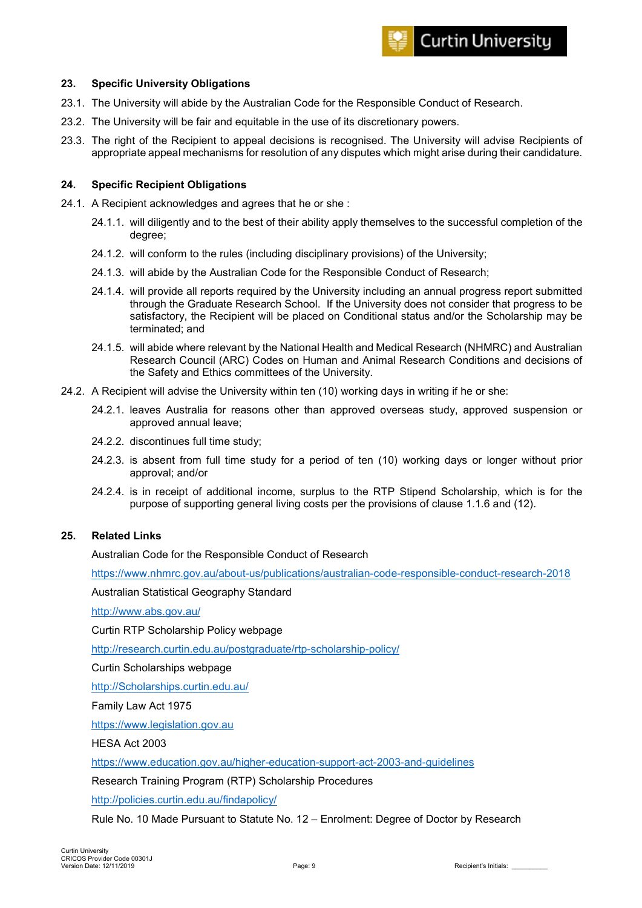## 23. Specific University Obligations

23.1. The University will abide by the Australian Code for the Responsible Conduct of Research.

23.2. The University will be fair and equitable in the use of its discretionary powers.

23.3. The right of the Recipient to appeal decisions is recognised. The University will advise Recipients of appropriate appeal mechanisms for resolution of any disputes which might arise during their candidature.

## 24. Specific Recipient Obligations

24.1. A Recipient acknowledges and agrees that he or she :

- 24.1.1. will diligently and to the best of their ability apply themselves to the successful completion of the degree;
- 24.1.2. will conform to the rules (including disciplinary provisions) of the University;
- 24.1.3. will abide by the Australian Code for the Responsible Conduct of Research;
- 24.1.4. will provide all reports required by the University including an annual progress report submitted through the Graduate Research School. If the University does not consider that progress to be satisfactory, the Recipient will be placed on Conditional status and/or the Scholarship may be terminated; and
- 24.1.5. will abide where relevant by the National Health and Medical Research (NHMRC) and Australian Research Council (ARC) Codes on Human and Animal Research Conditions and decisions of the Safety and Ethics committees of the University.

24.2. A Recipient will advise the University within ten (10) working days in writing if he or she:

- 24.2.1. leaves Australia for reasons other than approved overseas study, approved suspension or approved annual leave;
- 24.2.2. discontinues full time study;
- 24.2.3. is absent from full time study for a period of ten (10) working days or longer without prior approval; and/or
- 24.2.4. is in receipt of additional income, surplus to the RTP Stipend Scholarship, which is for the purpose of supporting general living costs per the provisions of clause 1.1.6 and (12).

## 25. Related Links

Australian Code for the Responsible Conduct of Research

https://www.nhmrc.gov.au/about-us/publications/australian-code-responsible-conduct-research-2018

Australian Statistical Geography Standard

http://www.abs.gov.au/

Curtin RTP Scholarship Policy webpage

http://research.curtin.edu.au/postgraduate/rtp-scholarship-policy/

Curtin Scholarships webpage

http://Scholarships.curtin.edu.au/

Family Law Act 1975

https://www.legislation.gov.au

HESA Act 2003

https://www.education.gov.au/higher-education-support-act-2003-and-guidelines

Research Training Program (RTP) Scholarship Procedures

http://policies.curtin.edu.au/findapolicy/

Rule No. 10 Made Pursuant to Statute No. 12 – Enrolment: Degree of Doctor by Research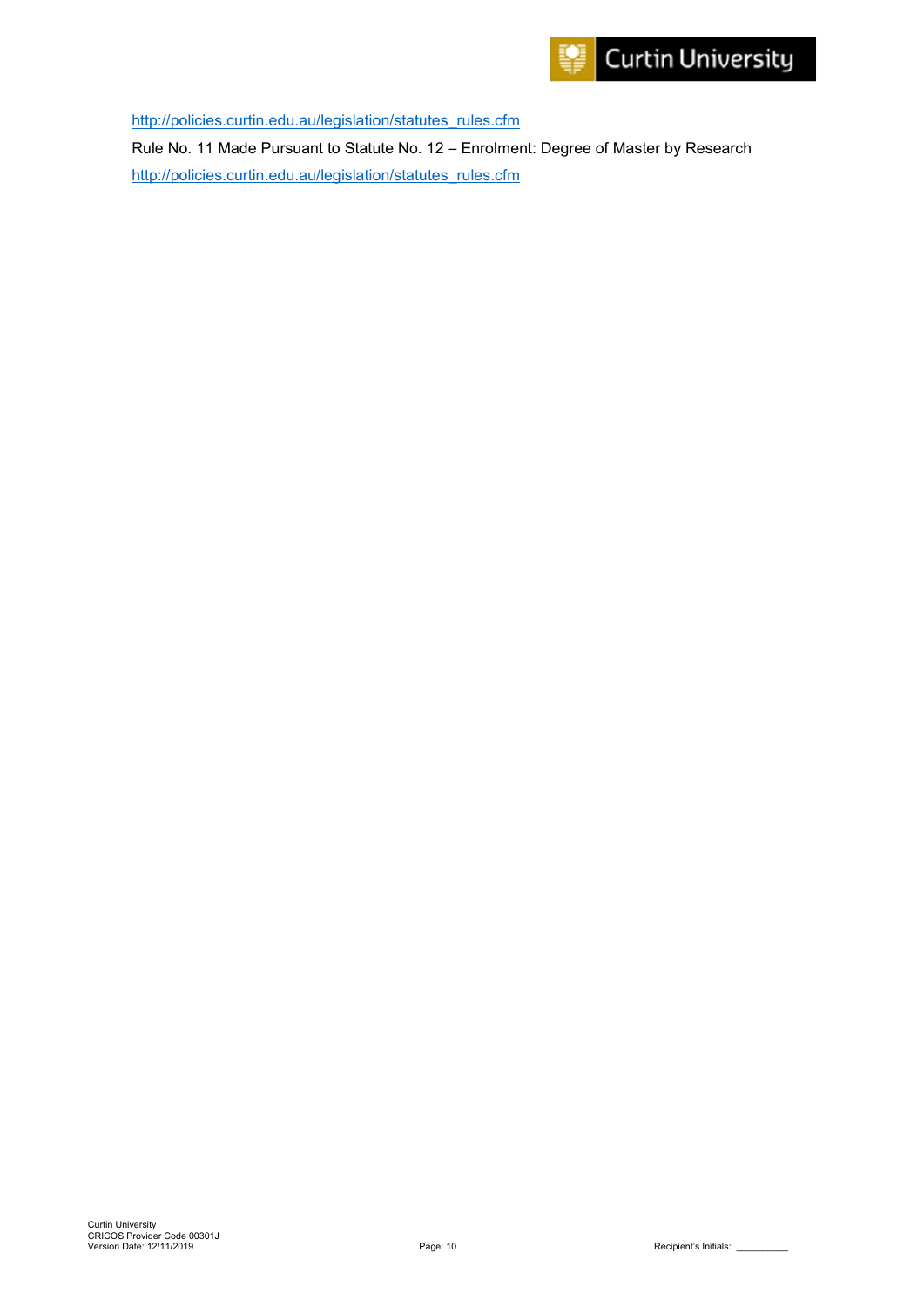http://policies.curtin.edu.au/legislation/statutes_rules.cfm

Rule No. 11 Made Pursuant to Statute No. 12 – Enrolment: Degree of Master by Research

http://policies.curtin.edu.au/legislation/statutes_rules.cfm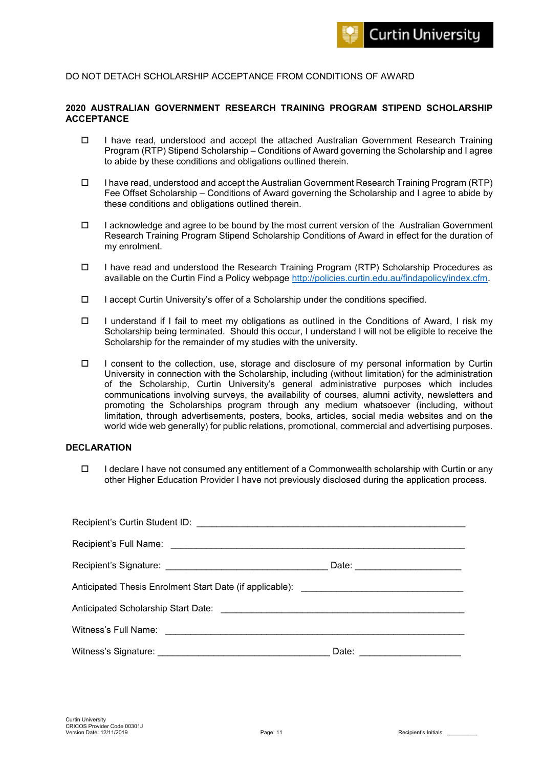DO NOT DETACH SCHOLARSHIP ACCEPTANCE FROM CONDITIONS OF AWARD

## 2020 AUSTRALIAN GOVERNMENT RESEARCH TRAINING PROGRAM STIPEND SCHOLARSHIP ACCEPTANCE

- ☐ I have read, understood and accept the attached Australian Government Research Training Program (RTP) Stipend Scholarship – Conditions of Award governing the Scholarship and I agree to abide by these conditions and obligations outlined therein.
- ☐ I have read, understood and accept the Australian Government Research Training Program (RTP) Fee Offset Scholarship – Conditions of Award governing the Scholarship and I agree to abide by these conditions and obligations outlined therein.
- ☐ I acknowledge and agree to be bound by the most current version of the Australian Government Research Training Program Stipend Scholarship Conditions of Award in effect for the duration of my enrolment.
- ☐ I have read and understood the Research Training Program (RTP) Scholarship Procedures as available on the Curtin Find a Policy webpage http://policies.curtin.edu.au/findapolicy/index.cfm.
- ☐ I accept Curtin University's offer of a Scholarship under the conditions specified.
- ☐ I understand if I fail to meet my obligations as outlined in the Conditions of Award, I risk my Scholarship being terminated. Should this occur, I understand I will not be eligible to receive the Scholarship for the remainder of my studies with the university.
- ☐ I consent to the collection, use, storage and disclosure of my personal information by Curtin University in connection with the Scholarship, including (without limitation) for the administration of the Scholarship, Curtin University's general administrative purposes which includes communications involving surveys, the availability of courses, alumni activity, newsletters and promoting the Scholarships program through any medium whatsoever (including, without limitation, through advertisements, posters, books, articles, social media websites and on the world wide web generally) for public relations, promotional, commercial and advertising purposes.

## DECLARATION

- ☐ I declare I have not consumed any entitlement of a Commonwealth scholarship with Curtin or any other Higher Education Provider I have not previously disclosed during the application process.

Recipient's Curtin Student ID: ______________________________________________________

Recipient's Full Name: ______________________________________________________

Recipient's Signature: ______________________________ Date: ____________________

Anticipated Thesis Enrolment Start Date (if applicable): ______________________________

Anticipated Scholarship Start Date: ______________________________________________

Witness's Full Name: ______________________________________________________

Witness's Signature: ______________________________ Date: ____________________

Curtin University
CRICOS Provider Code 00301J
Version Date: 12/11/2019

Recipient's Initials: _________